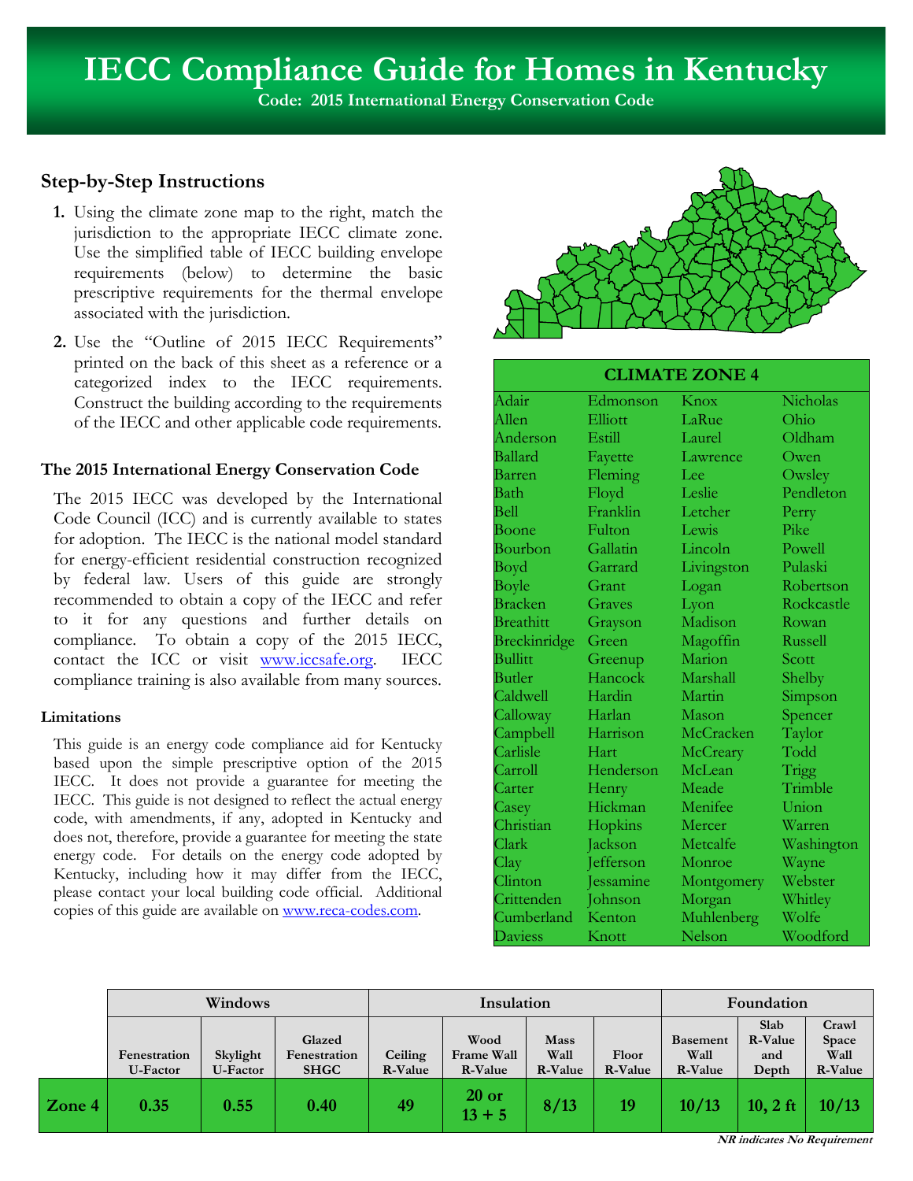# IECC Compliance Guide for Homes in Kentucky

**Code: 2015 International Energy Conservation Code**

## Step-by-Step Instructions

1. Using the climate zone map to the right, match the jurisdiction to the appropriate IECC climate zone. Use the simplified table of IECC building envelope requirements (below) to determine the basic prescriptive requirements for the thermal envelope associated with the jurisdiction.
2. Use the "Outline of 2015 IECC Requirements" printed on the back of this sheet as a reference or a categorized index to the IECC requirements. Construct the building according to the requirements of the IECC and other applicable code requirements.

### The 2015 International Energy Conservation Code

The 2015 IECC was developed by the International Code Council (ICC) and is currently available to states for adoption. The IECC is the national model standard for energy-efficient residential construction recognized by federal law. Users of this guide are strongly recommended to obtain a copy of the IECC and refer to it for any questions and further details on compliance. To obtain a copy of the 2015 IECC, contact the ICC or visit www.iccsafe.org. IECC compliance training is also available from many sources.

#### Limitations

This guide is an energy code compliance aid for Kentucky based upon the simple prescriptive option of the 2015 IECC. It does not provide a guarantee for meeting the IECC. This guide is not designed to reflect the actual energy code, with amendments, if any, adopted in Kentucky and does not, therefore, provide a guarantee for meeting the state energy code. For details on the energy code adopted by Kentucky, including how it may differ from the IECC, please contact your local building code official. Additional copies of this guide are available on www.reca-codes.com.

| CLIMATE ZONE 4 | | | |
|---|---|---|---|
| Adair | Edmonson | Knox | Nicholas |
| Allen | Elliott | LaRue | Ohio |
| Anderson | Estill | Laurel | Oldham |
| Ballard | Fayette | Lawrence | Owen |
| Barren | Fleming | Lee | Owsley |
| Bath | Floyd | Leslie | Pendleton |
| Bell | Franklin | Letcher | Perry |
| Boone | Fulton | Lewis | Pike |
| Bourbon | Gallatin | Lincoln | Powell |
| Boyd | Garrard | Livingston | Pulaski |
| Boyle | Grant | Logan | Robertson |
| Bracken | Graves | Lyon | Rockcastle |
| Breathitt | Grayson | Madison | Rowan |
| Breckinridge | Green | Magoffin | Russell |
| Bullitt | Greenup | Marion | Scott |
| Butler | Hancock | Marshall | Shelby |
| Caldwell | Hardin | Martin | Simpson |
| Calloway | Harlan | Mason | Spencer |
| Campbell | Harrison | McCracken | Taylor |
| Carlisle | Hart | McCreary | Todd |
| Carroll | Henderson | McLean | Trigg |
| Carter | Henry | Meade | Trimble |
| Casey | Hickman | Menifee | Union |
| Christian | Hopkins | Mercer | Warren |
| Clark | Jackson | Metcalfe | Washington |
| Clay | Jefferson | Monroe | Wayne |
| Clinton | Jessamine | Montgomery | Webster |
| Crittenden | Johnson | Morgan | Whitley |
| Cumberland | Kenton | Muhlenberg | Wolfe |
| Daviess | Knott | Nelson | Woodford |

| | Windows | | | Insulation | | | | Foundation | | |
|---|---|---|---|---|---|---|---|---|---|---|
| | Fenestration U-Factor | Skylight U-Factor | Glazed Fenestration SHGC | Ceiling R-Value | Wood Frame Wall R-Value | Mass Wall R-Value | Floor R-Value | Basement Wall R-Value | Slab R-Value and Depth | Crawl Space Wall R-Value |
| **Zone 4** | **0.35** | **0.55** | **0.40** | **49** | **20 or 13 + 5** | **8/13** | **19** | **10/13** | **10, 2 ft** | **10/13** |

***NR indicates No Requirement***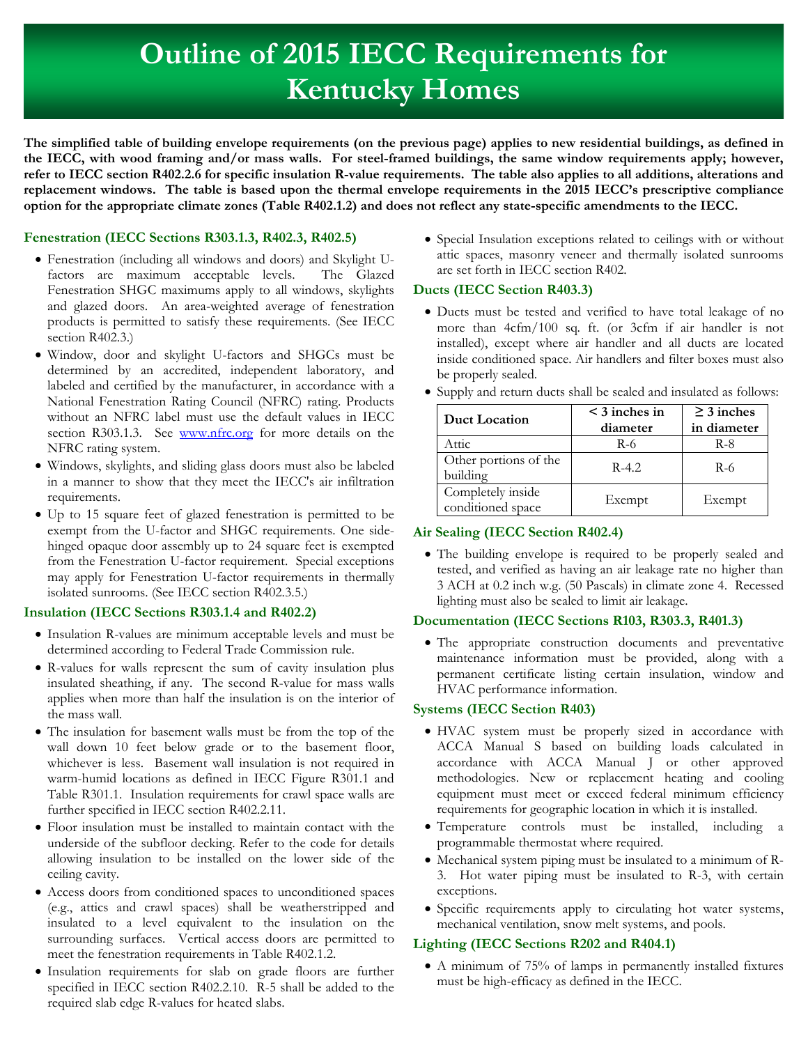# Outline of 2015 IECC Requirements for Kentucky Homes

**The simplified table of building envelope requirements (on the previous page) applies to new residential buildings, as defined in the IECC, with wood framing and/or mass walls. For steel-framed buildings, the same window requirements apply; however, refer to IECC section R402.2.6 for specific insulation R-value requirements. The table also applies to all additions, alterations and replacement windows. The table is based upon the thermal envelope requirements in the 2015 IECC's prescriptive compliance option for the appropriate climate zones (Table R402.1.2) and does not reflect any state-specific amendments to the IECC.**

### Fenestration (IECC Sections R303.1.3, R402.3, R402.5)

- Fenestration (including all windows and doors) and Skylight U-factors are maximum acceptable levels. The Glazed Fenestration SHGC maximums apply to all windows, skylights and glazed doors. An area-weighted average of fenestration products is permitted to satisfy these requirements. (See IECC section R402.3.)
- Window, door and skylight U-factors and SHGCs must be determined by an accredited, independent laboratory, and labeled and certified by the manufacturer, in accordance with a National Fenestration Rating Council (NFRC) rating. Products without an NFRC label must use the default values in IECC section R303.1.3. See www.nfrc.org for more details on the NFRC rating system.
- Windows, skylights, and sliding glass doors must also be labeled in a manner to show that they meet the IECC's air infiltration requirements.
- Up to 15 square feet of glazed fenestration is permitted to be exempt from the U-factor and SHGC requirements. One side-hinged opaque door assembly up to 24 square feet is exempted from the Fenestration U-factor requirement. Special exceptions may apply for Fenestration U-factor requirements in thermally isolated sunrooms. (See IECC section R402.3.5.)

### Insulation (IECC Sections R303.1.4 and R402.2)

- Insulation R-values are minimum acceptable levels and must be determined according to Federal Trade Commission rule.
- R-values for walls represent the sum of cavity insulation plus insulated sheathing, if any. The second R-value for mass walls applies when more than half the insulation is on the interior of the mass wall.
- The insulation for basement walls must be from the top of the wall down 10 feet below grade or to the basement floor, whichever is less. Basement wall insulation is not required in warm-humid locations as defined in IECC Figure R301.1 and Table R301.1. Insulation requirements for crawl space walls are further specified in IECC section R402.2.11.
- Floor insulation must be installed to maintain contact with the underside of the subfloor decking. Refer to the code for details allowing insulation to be installed on the lower side of the ceiling cavity.
- Access doors from conditioned spaces to unconditioned spaces (e.g., attics and crawl spaces) shall be weatherstripped and insulated to a level equivalent to the insulation on the surrounding surfaces. Vertical access doors are permitted to meet the fenestration requirements in Table R402.1.2.
- Insulation requirements for slab on grade floors are further specified in IECC section R402.2.10. R-5 shall be added to the required slab edge R-values for heated slabs.
- Special Insulation exceptions related to ceilings with or without attic spaces, masonry veneer and thermally isolated sunrooms are set forth in IECC section R402.

### Ducts (IECC Section R403.3)

- Ducts must be tested and verified to have total leakage of no more than 4cfm/100 sq. ft. (or 3cfm if air handler is not installed), except where air handler and all ducts are located inside conditioned space. Air handlers and filter boxes must also be properly sealed.
- Supply and return ducts shall be sealed and insulated as follows:

| Duct Location | < 3 inches in diameter | ≥ 3 inches in diameter |
|---|---|---|
| Attic | R-6 | R-8 |
| Other portions of the building | R-4.2 | R-6 |
| Completely inside conditioned space | Exempt | Exempt |

### Air Sealing (IECC Section R402.4)

- The building envelope is required to be properly sealed and tested, and verified as having an air leakage rate no higher than 3 ACH at 0.2 inch w.g. (50 Pascals) in climate zone 4. Recessed lighting must also be sealed to limit air leakage.

### Documentation (IECC Sections R103, R303.3, R401.3)

- The appropriate construction documents and preventative maintenance information must be provided, along with a permanent certificate listing certain insulation, window and HVAC performance information.

### Systems (IECC Section R403)

- HVAC system must be properly sized in accordance with ACCA Manual S based on building loads calculated in accordance with ACCA Manual J or other approved methodologies. New or replacement heating and cooling equipment must meet or exceed federal minimum efficiency requirements for geographic location in which it is installed.
- Temperature controls must be installed, including a programmable thermostat where required.
- Mechanical system piping must be insulated to a minimum of R-3. Hot water piping must be insulated to R-3, with certain exceptions.
- Specific requirements apply to circulating hot water systems, mechanical ventilation, snow melt systems, and pools.

### Lighting (IECC Sections R202 and R404.1)

- A minimum of 75% of lamps in permanently installed fixtures must be high-efficacy as defined in the IECC.